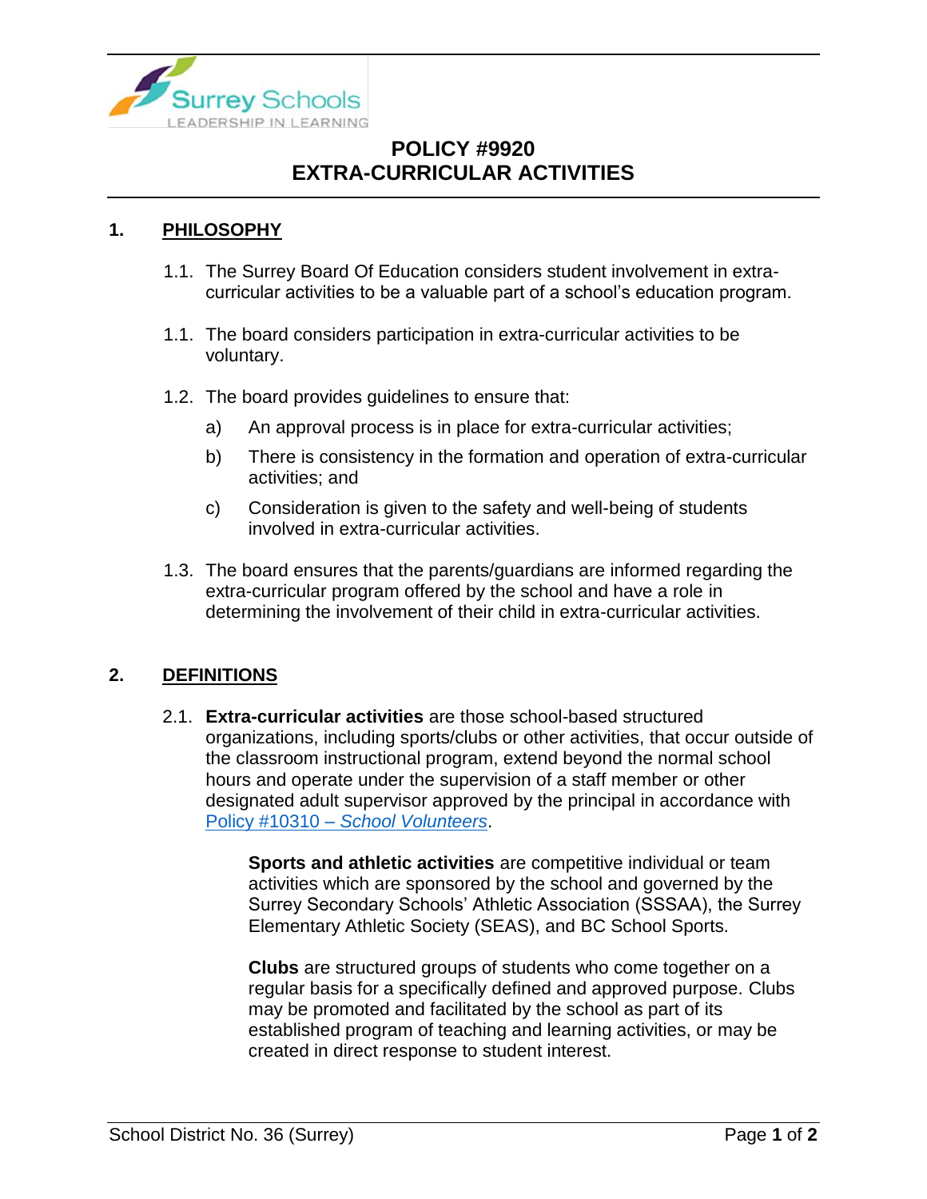# POLICY #9920
# EXTRA-CURRICULAR ACTIVITIES

## 1. PHILOSOPHY

1.1. The Surrey Board Of Education considers student involvement in extra-curricular activities to be a valuable part of a school's education program.

1.1. The board considers participation in extra-curricular activities to be voluntary.

1.2. The board provides guidelines to ensure that:

a) An approval process is in place for extra-curricular activities;

b) There is consistency in the formation and operation of extra-curricular activities; and

c) Consideration is given to the safety and well-being of students involved in extra-curricular activities.

1.3. The board ensures that the parents/guardians are informed regarding the extra-curricular program offered by the school and have a role in determining the involvement of their child in extra-curricular activities.

## 2. DEFINITIONS

2.1. **Extra-curricular activities** are those school-based structured organizations, including sports/clubs or other activities, that occur outside of the classroom instructional program, extend beyond the normal school hours and operate under the supervision of a staff member or other designated adult supervisor approved by the principal in accordance with Policy #10310 – *School Volunteers*.

**Sports and athletic activities** are competitive individual or team activities which are sponsored by the school and governed by the Surrey Secondary Schools' Athletic Association (SSSAA), the Surrey Elementary Athletic Society (SEAS), and BC School Sports.

**Clubs** are structured groups of students who come together on a regular basis for a specifically defined and approved purpose. Clubs may be promoted and facilitated by the school as part of its established program of teaching and learning activities, or may be created in direct response to student interest.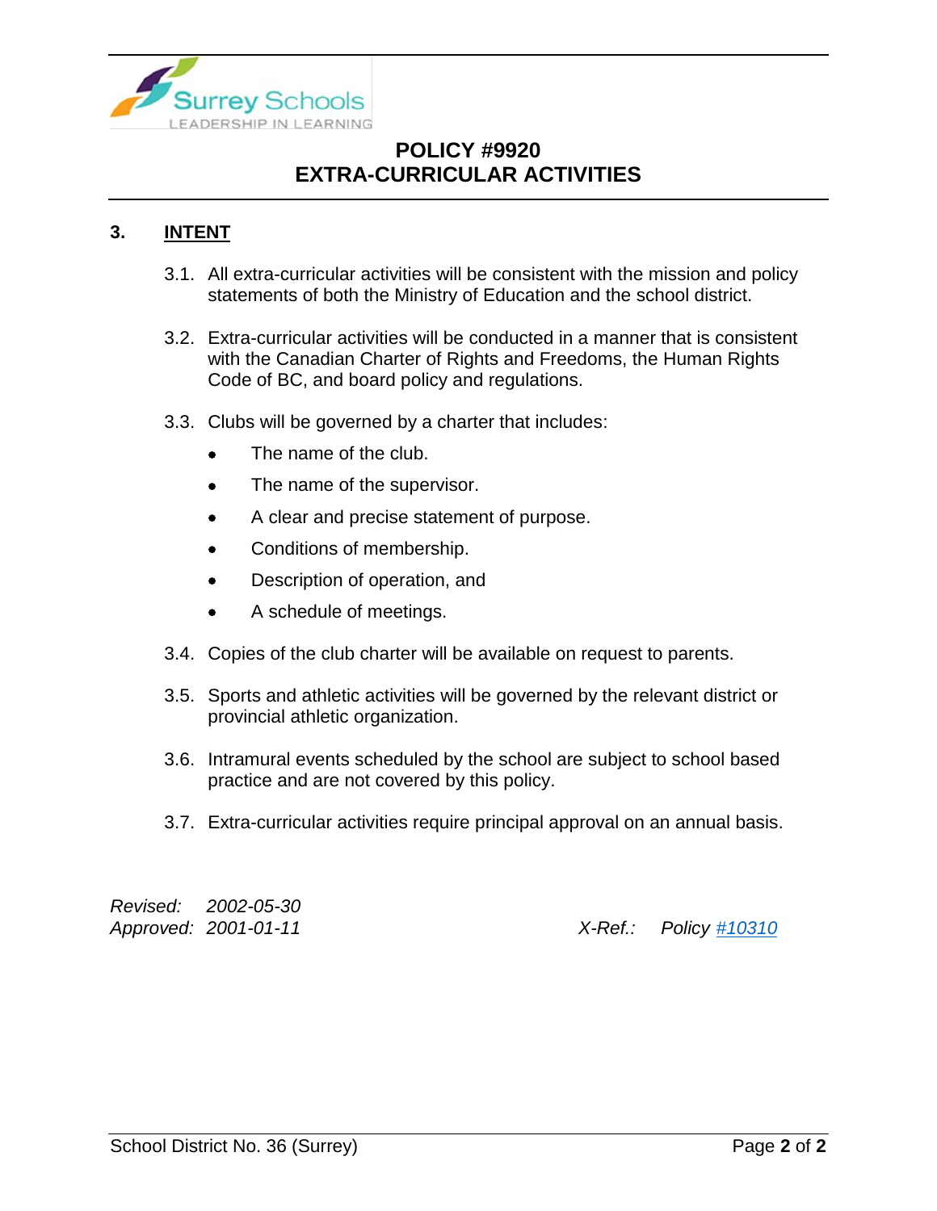# POLICY #9920
# EXTRA-CURRICULAR ACTIVITIES

## 3. INTENT

3.1. All extra-curricular activities will be consistent with the mission and policy statements of both the Ministry of Education and the school district.

3.2. Extra-curricular activities will be conducted in a manner that is consistent with the Canadian Charter of Rights and Freedoms, the Human Rights Code of BC, and board policy and regulations.

3.3. Clubs will be governed by a charter that includes:

- The name of the club.
- The name of the supervisor.
- A clear and precise statement of purpose.
- Conditions of membership.
- Description of operation, and
- A schedule of meetings.

3.4. Copies of the club charter will be available on request to parents.

3.5. Sports and athletic activities will be governed by the relevant district or provincial athletic organization.

3.6. Intramural events scheduled by the school are subject to school based practice and are not covered by this policy.

3.7. Extra-curricular activities require principal approval on an annual basis.

*Revised: 2002-05-30*
*Approved: 2001-01-11*

*X-Ref.: Policy #10310*